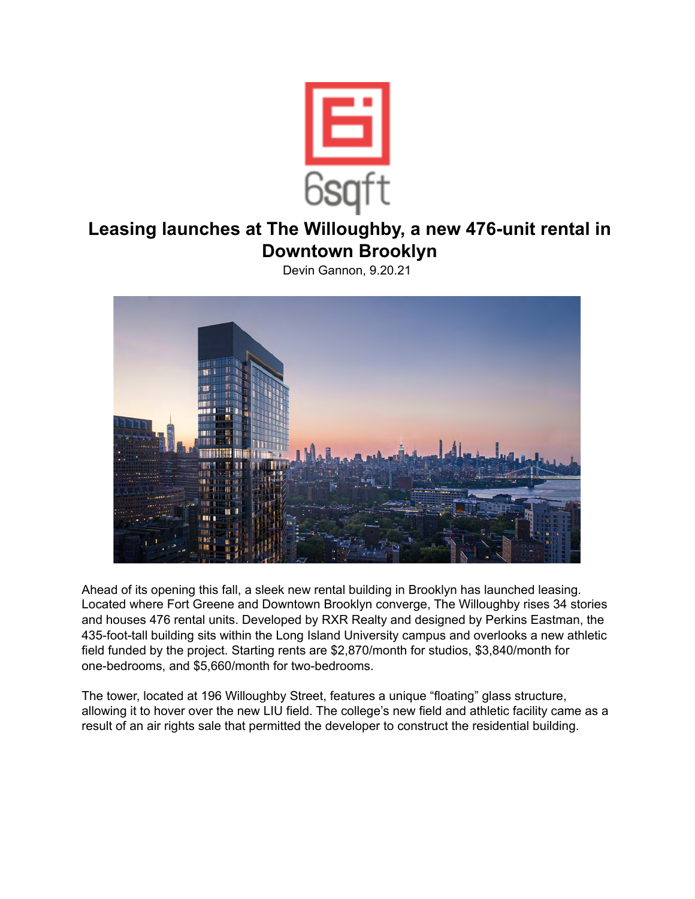6sqft

# Leasing launches at The Willoughby, a new 476-unit rental in Downtown Brooklyn

Devin Gannon, 9.20.21

Ahead of its opening this fall, a sleek new rental building in Brooklyn has launched leasing. Located where Fort Greene and Downtown Brooklyn converge, The Willoughby rises 34 stories and houses 476 rental units. Developed by RXR Realty and designed by Perkins Eastman, the 435-foot-tall building sits within the Long Island University campus and overlooks a new athletic field funded by the project. Starting rents are $2,870/month for studios, $3,840/month for one-bedrooms, and $5,660/month for two-bedrooms.

The tower, located at 196 Willoughby Street, features a unique "floating" glass structure, allowing it to hover over the new LIU field. The college's new field and athletic facility came as a result of an air rights sale that permitted the developer to construct the residential building.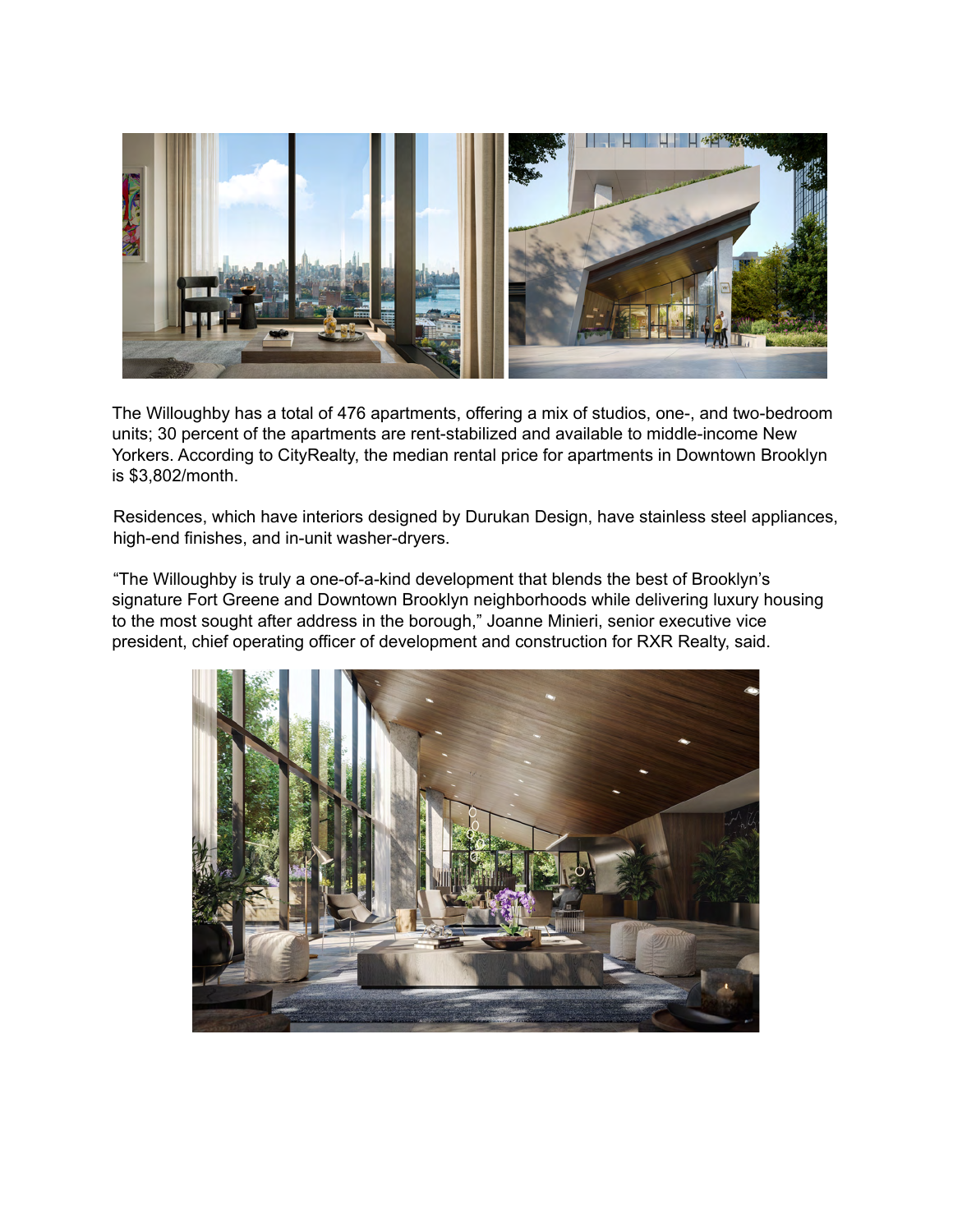The Willoughby has a total of 476 apartments, offering a mix of studios, one-, and two-bedroom units; 30 percent of the apartments are rent-stabilized and available to middle-income New Yorkers. According to CityRealty, the median rental price for apartments in Downtown Brooklyn is $3,802/month.

Residences, which have interiors designed by Durukan Design, have stainless steel appliances, high-end finishes, and in-unit washer-dryers.

"The Willoughby is truly a one-of-a-kind development that blends the best of Brooklyn's signature Fort Greene and Downtown Brooklyn neighborhoods while delivering luxury housing to the most sought after address in the borough," Joanne Minieri, senior executive vice president, chief operating officer of development and construction for RXR Realty, said.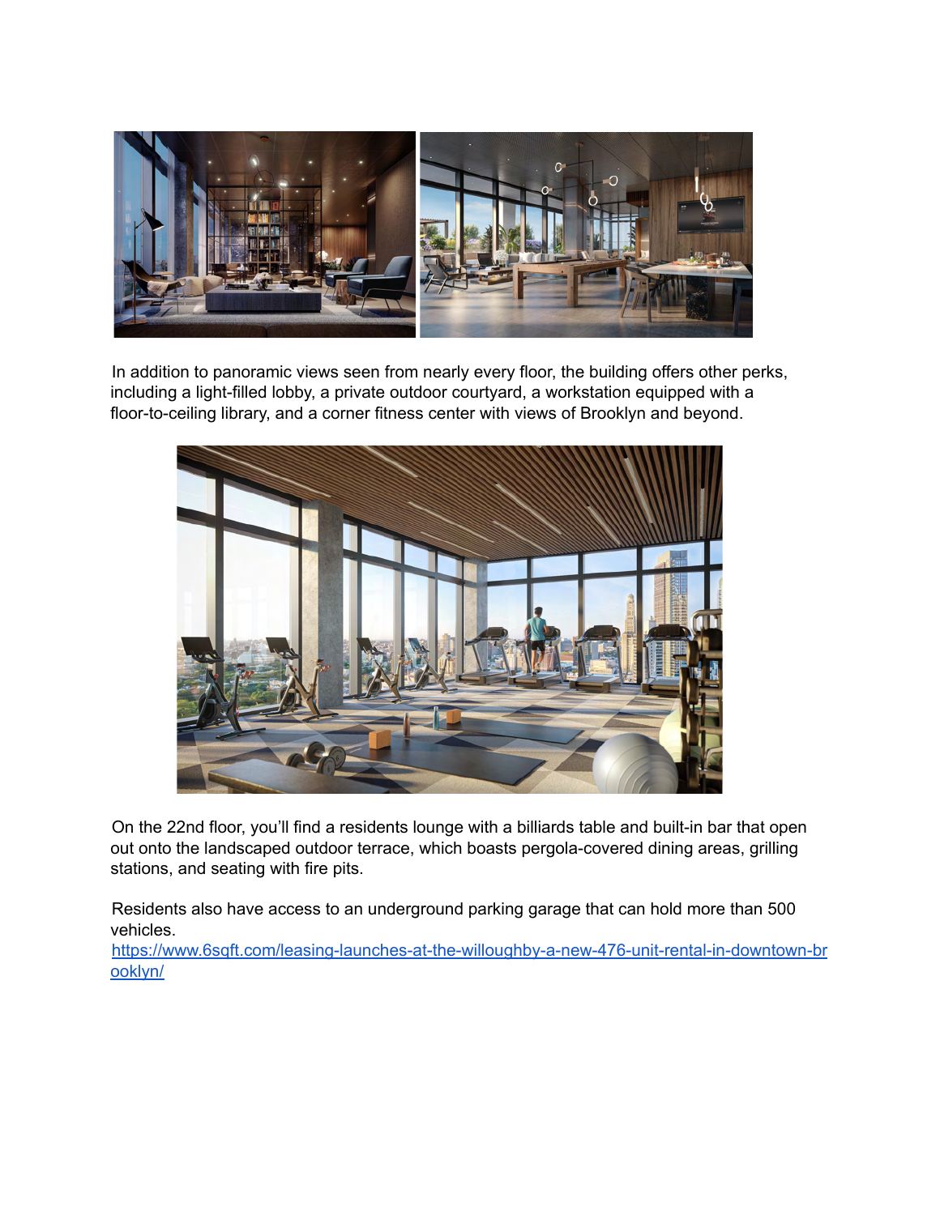In addition to panoramic views seen from nearly every floor, the building offers other perks, including a light-filled lobby, a private outdoor courtyard, a workstation equipped with a floor-to-ceiling library, and a corner fitness center with views of Brooklyn and beyond.

On the 22nd floor, you'll find a residents lounge with a billiards table and built-in bar that open out onto the landscaped outdoor terrace, which boasts pergola-covered dining areas, grilling stations, and seating with fire pits.

Residents also have access to an underground parking garage that can hold more than 500 vehicles.
https://www.6sqft.com/leasing-launches-at-the-willoughby-a-new-476-unit-rental-in-downtown-brooklyn/